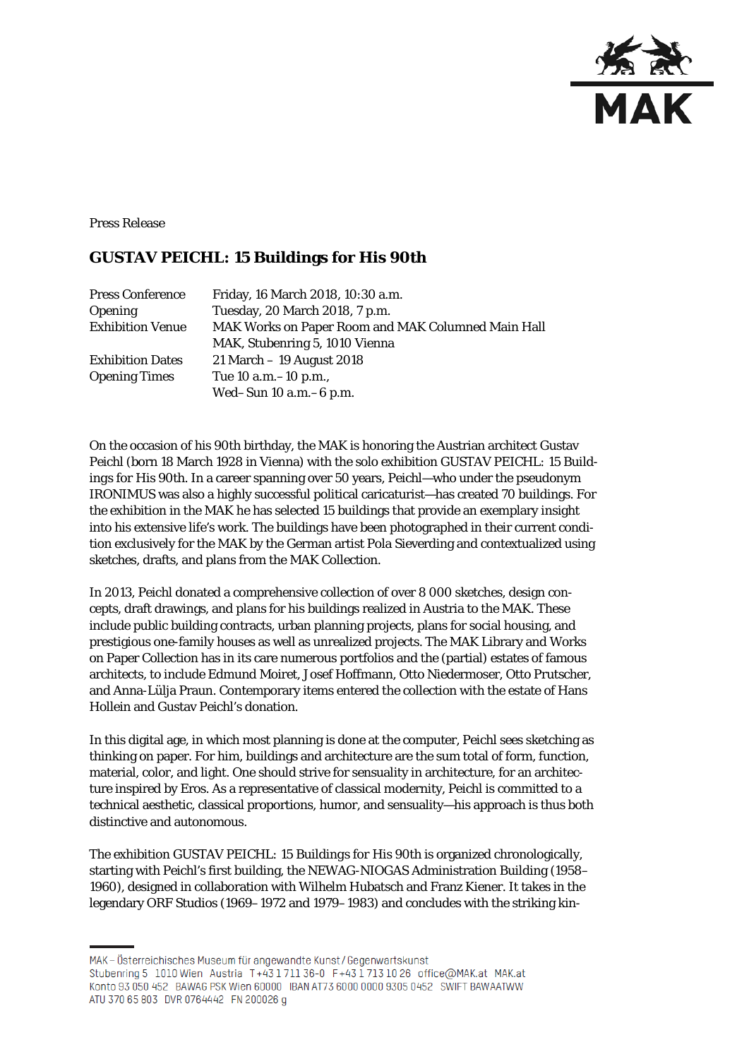Press Release

## GUSTAV PEICHL: 15 Buildings for His 90th

| | |
|---|---|
| Press Conference | Friday, 16 March 2018, 10:30 a.m. |
| Opening | Tuesday, 20 March 2018, 7 p.m. |
| Exhibition Venue | MAK Works on Paper Room and MAK Columned Main Hall<br>MAK, Stubenring 5, 1010 Vienna |
| Exhibition Dates | 21 March – 19 August 2018 |
| Opening Times | Tue 10 a.m.–10 p.m.,<br>Wed–Sun 10 a.m.–6 p.m. |

On the occasion of his 90th birthday, the MAK is honoring the Austrian architect Gustav Peichl (born 18 March 1928 in Vienna) with the solo exhibition GUSTAV PEICHL: 15 Buildings for His 90th. In a career spanning over 50 years, Peichl—who under the pseudonym IRONIMUS was also a highly successful political caricaturist—has created 70 buildings. For the exhibition in the MAK he has selected 15 buildings that provide an exemplary insight into his extensive life's work. The buildings have been photographed in their current condition exclusively for the MAK by the German artist Pola Sieverding and contextualized using sketches, drafts, and plans from the MAK Collection.

In 2013, Peichl donated a comprehensive collection of over 8 000 sketches, design concepts, draft drawings, and plans for his buildings realized in Austria to the MAK. These include public building contracts, urban planning projects, plans for social housing, and prestigious one-family houses as well as unrealized projects. The MAK Library and Works on Paper Collection has in its care numerous portfolios and the (partial) estates of famous architects, to include Edmund Moiret, Josef Hoffmann, Otto Niedermoser, Otto Prutscher, and Anna-Lülja Praun. Contemporary items entered the collection with the estate of Hans Hollein and Gustav Peichl's donation.

In this digital age, in which most planning is done at the computer, Peichl sees sketching as thinking on paper. For him, buildings and architecture are the sum total of form, function, material, color, and light. One should strive for sensuality in architecture, for an architecture inspired by Eros. As a representative of classical modernity, Peichl is committed to a technical aesthetic, classical proportions, humor, and sensuality—his approach is thus both distinctive and autonomous.

The exhibition GUSTAV PEICHL: 15 Buildings for His 90th is organized chronologically, starting with Peichl's first building, the NEWAG-NIOGAS Administration Building (1958–1960), designed in collaboration with Wilhelm Hubatsch and Franz Kiener. It takes in the legendary ORF Studios (1969–1972 and 1979–1983) and concludes with the striking kin-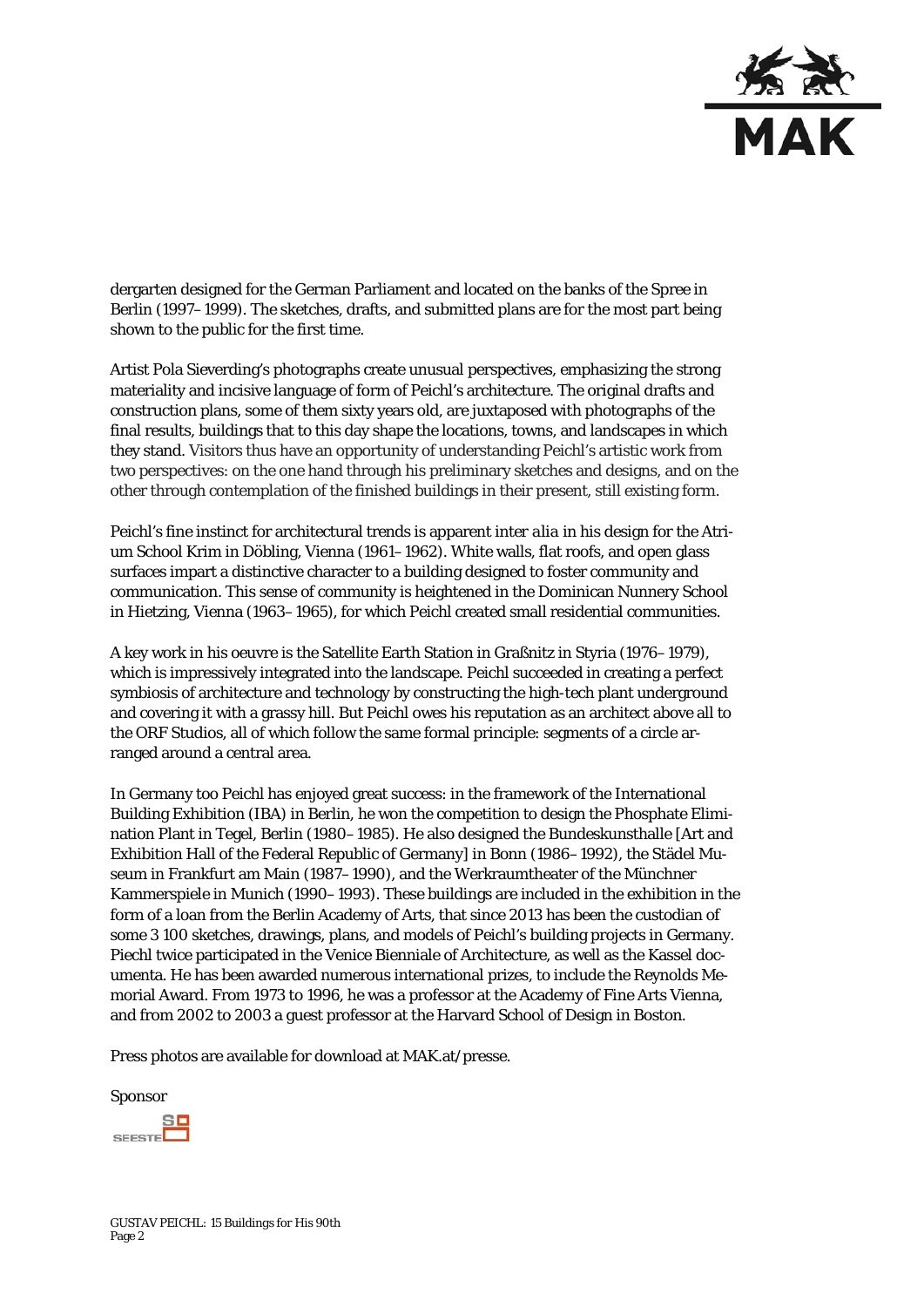dergarten designed for the German Parliament and located on the banks of the Spree in Berlin (1997–1999). The sketches, drafts, and submitted plans are for the most part being shown to the public for the first time.

Artist Pola Sieverding's photographs create unusual perspectives, emphasizing the strong materiality and incisive language of form of Peichl's architecture. The original drafts and construction plans, some of them sixty years old, are juxtaposed with photographs of the final results, buildings that to this day shape the locations, towns, and landscapes in which they stand. Visitors thus have an opportunity of understanding Peichl's artistic work from two perspectives: on the one hand through his preliminary sketches and designs, and on the other through contemplation of the finished buildings in their present, still existing form.

Peichl's fine instinct for architectural trends is apparent *inter alia* in his design for the Atrium School Krim in Döbling, Vienna (1961–1962). White walls, flat roofs, and open glass surfaces impart a distinctive character to a building designed to foster community and communication. This sense of community is heightened in the Dominican Nunnery School in Hietzing, Vienna (1963–1965), for which Peichl created small residential communities.

A key work in his oeuvre is the Satellite Earth Station in Graßnitz in Styria (1976–1979), which is impressively integrated into the landscape. Peichl succeeded in creating a perfect symbiosis of architecture and technology by constructing the high-tech plant underground and covering it with a grassy hill. But Peichl owes his reputation as an architect above all to the ORF Studios, all of which follow the same formal principle: segments of a circle arranged around a central area.

In Germany too Peichl has enjoyed great success: in the framework of the International Building Exhibition (IBA) in Berlin, he won the competition to design the Phosphate Elimination Plant in Tegel, Berlin (1980–1985). He also designed the Bundeskunsthalle [Art and Exhibition Hall of the Federal Republic of Germany] in Bonn (1986–1992), the Städel Museum in Frankfurt am Main (1987–1990), and the Werkraumtheater of the Münchner Kammerspiele in Munich (1990–1993). These buildings are included in the exhibition in the form of a loan from the Berlin Academy of Arts, that since 2013 has been the custodian of some 3 100 sketches, drawings, plans, and models of Peichl's building projects in Germany. Piechl twice participated in the Venice Bienniale of Architecture, as well as the Kassel documenta. He has been awarded numerous international prizes, to include the Reynolds Memorial Award. From 1973 to 1996, he was a professor at the Academy of Fine Arts Vienna, and from 2002 to 2003 a guest professor at the Harvard School of Design in Boston.

Press photos are available for download at MAK.at/presse.

Sponsor

SEESTE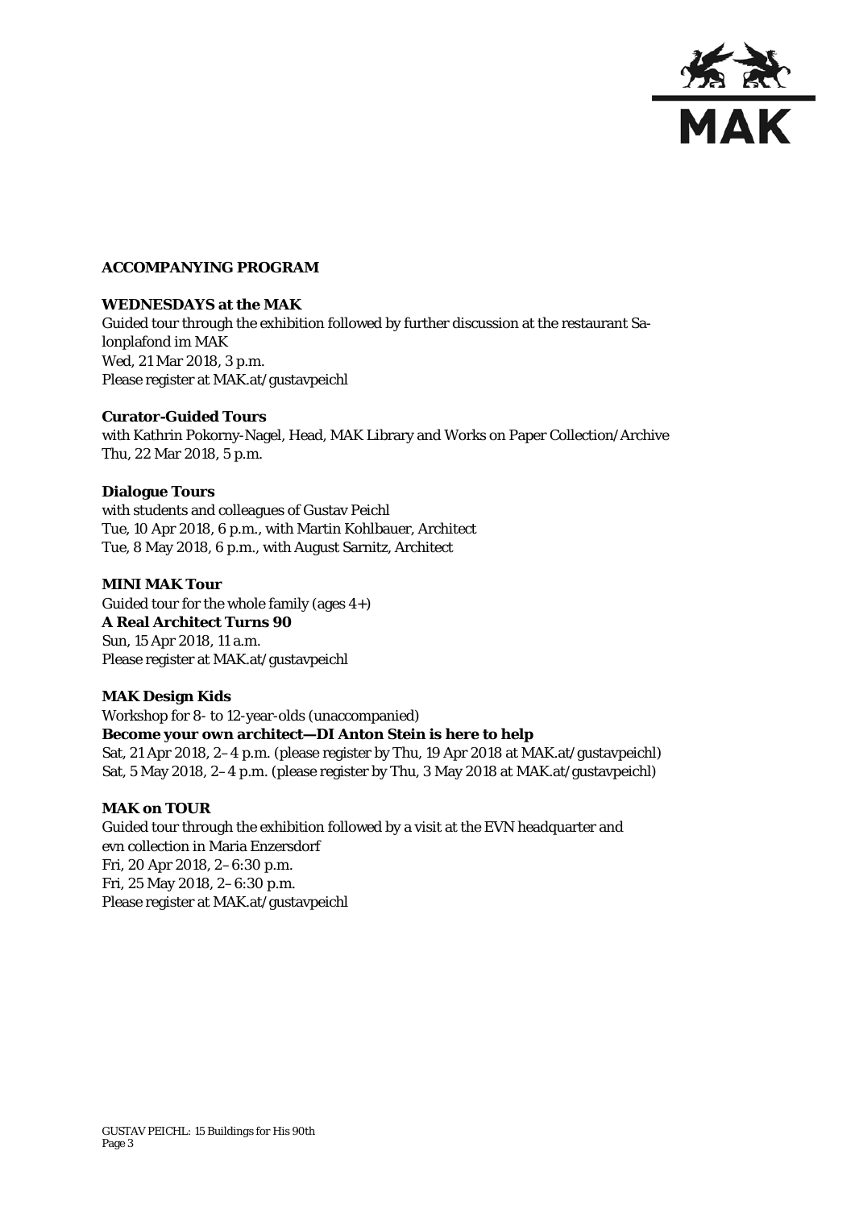## ACCOMPANYING PROGRAM

**WEDNESDAYS at the MAK**
Guided tour through the exhibition followed by further discussion at the restaurant Salonplafond im MAK
Wed, 21 Mar 2018, 3 p.m.
Please register at MAK.at/gustavpeichl

**Curator-Guided Tours**
with Kathrin Pokorny-Nagel, Head, MAK Library and Works on Paper Collection/Archive
Thu, 22 Mar 2018, 5 p.m.

**Dialogue Tours**
with students and colleagues of Gustav Peichl
Tue, 10 Apr 2018, 6 p.m., with Martin Kohlbauer, Architect
Tue, 8 May 2018, 6 p.m., with August Sarnitz, Architect

**MINI MAK Tour**
Guided tour for the whole family (ages 4+)
**A Real Architect Turns 90**
Sun, 15 Apr 2018, 11 a.m.
Please register at MAK.at/gustavpeichl

**MAK Design Kids**
Workshop for 8- to 12-year-olds (unaccompanied)
**Become your own architect—DI Anton Stein is here to help**
Sat, 21 Apr 2018, 2–4 p.m. (please register by Thu, 19 Apr 2018 at MAK.at/gustavpeichl)
Sat, 5 May 2018, 2–4 p.m. (please register by Thu, 3 May 2018 at MAK.at/gustavpeichl)

**MAK on TOUR**
Guided tour through the exhibition followed by a visit at the EVN headquarter and evn collection in Maria Enzersdorf
Fri, 20 Apr 2018, 2–6:30 p.m.
Fri, 25 May 2018, 2–6:30 p.m.
Please register at MAK.at/gustavpeichl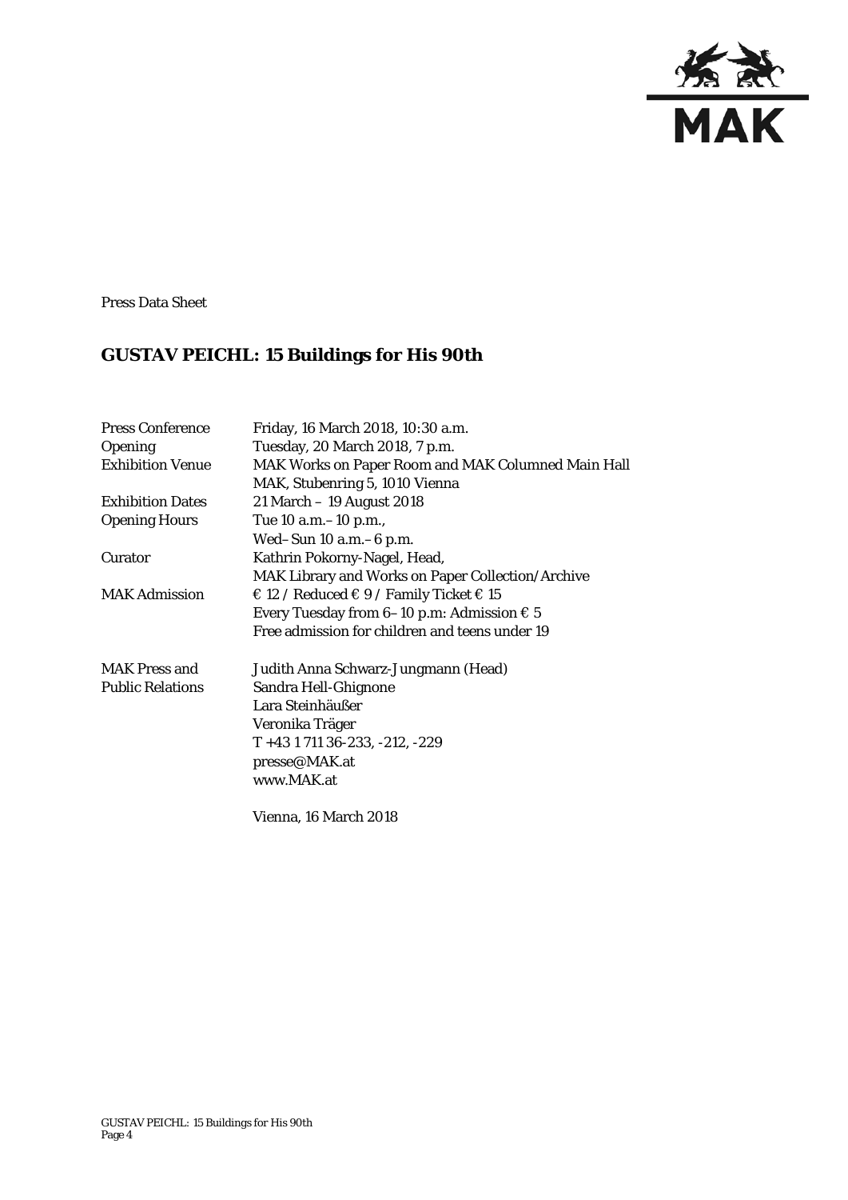Press Data Sheet

## GUSTAV PEICHL: 15 Buildings for His 90th

| | |
|---|---|
| Press Conference | Friday, 16 March 2018, 10:30 a.m. |
| Opening | Tuesday, 20 March 2018, 7 p.m. |
| Exhibition Venue | MAK Works on Paper Room and MAK Columned Main Hall<br>MAK, Stubenring 5, 1010 Vienna |
| Exhibition Dates | 21 March – 19 August 2018 |
| Opening Hours | Tue 10 a.m.–10 p.m.,<br>Wed–Sun 10 a.m.–6 p.m. |
| Curator | Kathrin Pokorny-Nagel, Head,<br>MAK Library and Works on Paper Collection/Archive |
| MAK Admission | € 12 / Reduced € 9 / Family Ticket € 15<br>Every Tuesday from 6–10 p.m: Admission € 5<br>Free admission for children and teens under 19 |
| MAK Press and Public Relations | Judith Anna Schwarz-Jungmann (Head)<br>Sandra Hell-Ghignone<br>Lara Steinhäußer<br>Veronika Träger<br>T +43 1 711 36-233, -212, -229<br>presse@MAK.at<br>www.MAK.at |

Vienna, 16 March 2018